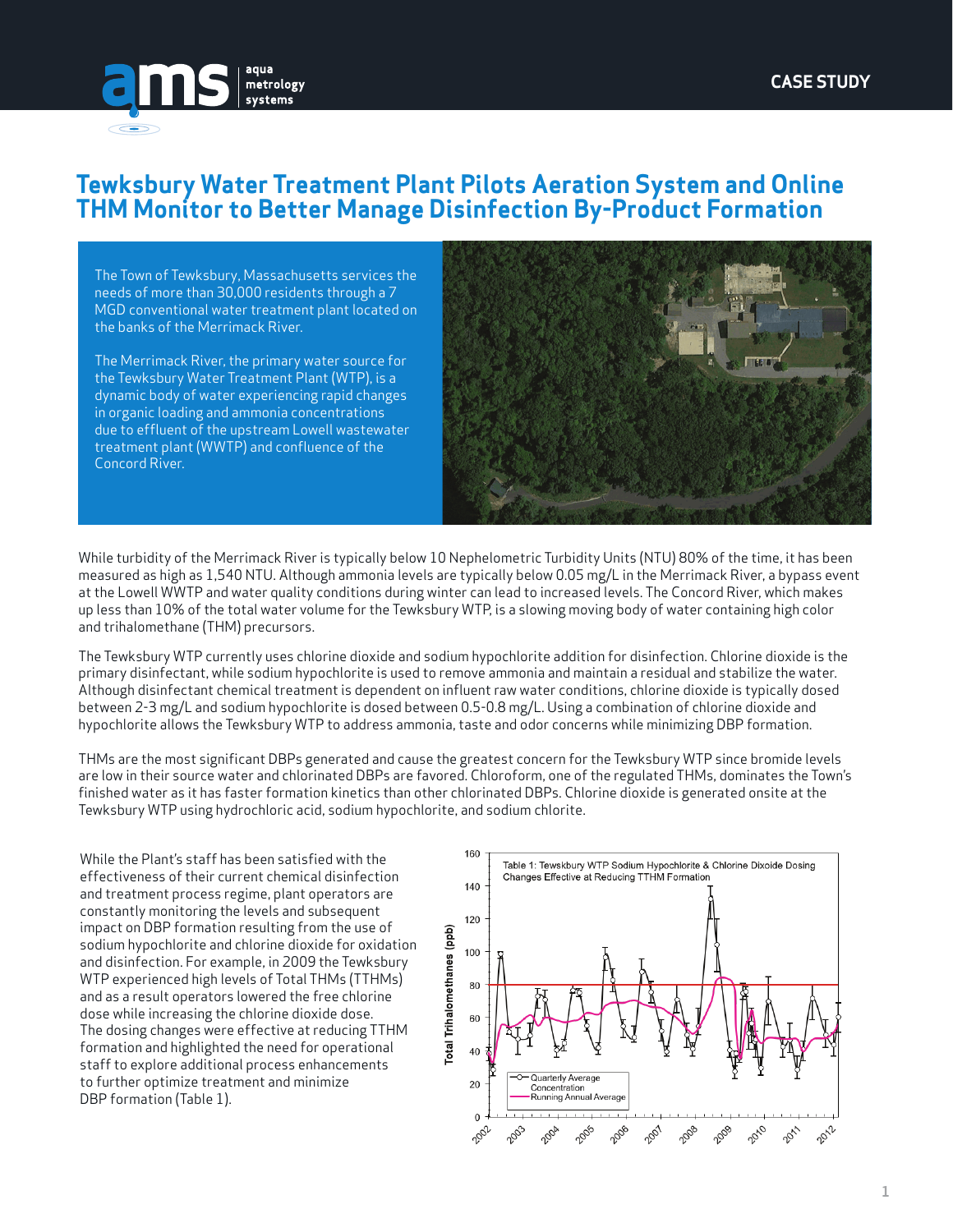CASE STUDY

# Tewksbury Water Treatment Plant Pilots Aeration System and Online THM Monitor to Better Manage Disinfection By-Product Formation

The Town of Tewksbury, Massachusetts services the needs of more than 30,000 residents through a 7 MGD conventional water treatment plant located on the banks of the Merrimack River.

The Merrimack River, the primary water source for the Tewksbury Water Treatment Plant (WTP), is a dynamic body of water experiencing rapid changes in organic loading and ammonia concentrations due to effluent of the upstream Lowell wastewater treatment plant (WWTP) and confluence of the Concord River.

While turbidity of the Merrimack River is typically below 10 Nephelometric Turbidity Units (NTU) 80% of the time, it has been measured as high as 1,540 NTU. Although ammonia levels are typically below 0.05 mg/L in the Merrimack River, a bypass event at the Lowell WWTP and water quality conditions during winter can lead to increased levels. The Concord River, which makes up less than 10% of the total water volume for the Tewksbury WTP, is a slowing moving body of water containing high color and trihalomethane (THM) precursors.

The Tewksbury WTP currently uses chlorine dioxide and sodium hypochlorite addition for disinfection. Chlorine dioxide is the primary disinfectant, while sodium hypochlorite is used to remove ammonia and maintain a residual and stabilize the water. Although disinfectant chemical treatment is dependent on influent raw water conditions, chlorine dioxide is typically dosed between 2-3 mg/L and sodium hypochlorite is dosed between 0.5-0.8 mg/L. Using a combination of chlorine dioxide and hypochlorite allows the Tewksbury WTP to address ammonia, taste and odor concerns while minimizing DBP formation.

THMs are the most significant DBPs generated and cause the greatest concern for the Tewksbury WTP since bromide levels are low in their source water and chlorinated DBPs are favored. Chloroform, one of the regulated THMs, dominates the Town's finished water as it has faster formation kinetics than other chlorinated DBPs. Chlorine dioxide is generated onsite at the Tewksbury WTP using hydrochloric acid, sodium hypochlorite, and sodium chlorite.

While the Plant's staff has been satisfied with the effectiveness of their current chemical disinfection and treatment process regime, plant operators are constantly monitoring the levels and subsequent impact on DBP formation resulting from the use of sodium hypochlorite and chlorine dioxide for oxidation and disinfection. For example, in 2009 the Tewksbury WTP experienced high levels of Total THMs (TTHMs) and as a result operators lowered the free chlorine dose while increasing the chlorine dioxide dose. The dosing changes were effective at reducing TTHM formation and highlighted the need for operational staff to explore additional process enhancements to further optimize treatment and minimize DBP formation (Table 1).

Table 1: Tewksbury WTP Sodium Hypochlorite & Chlorine Dixoide Dosing Changes Effective at Reducing TTHM Formation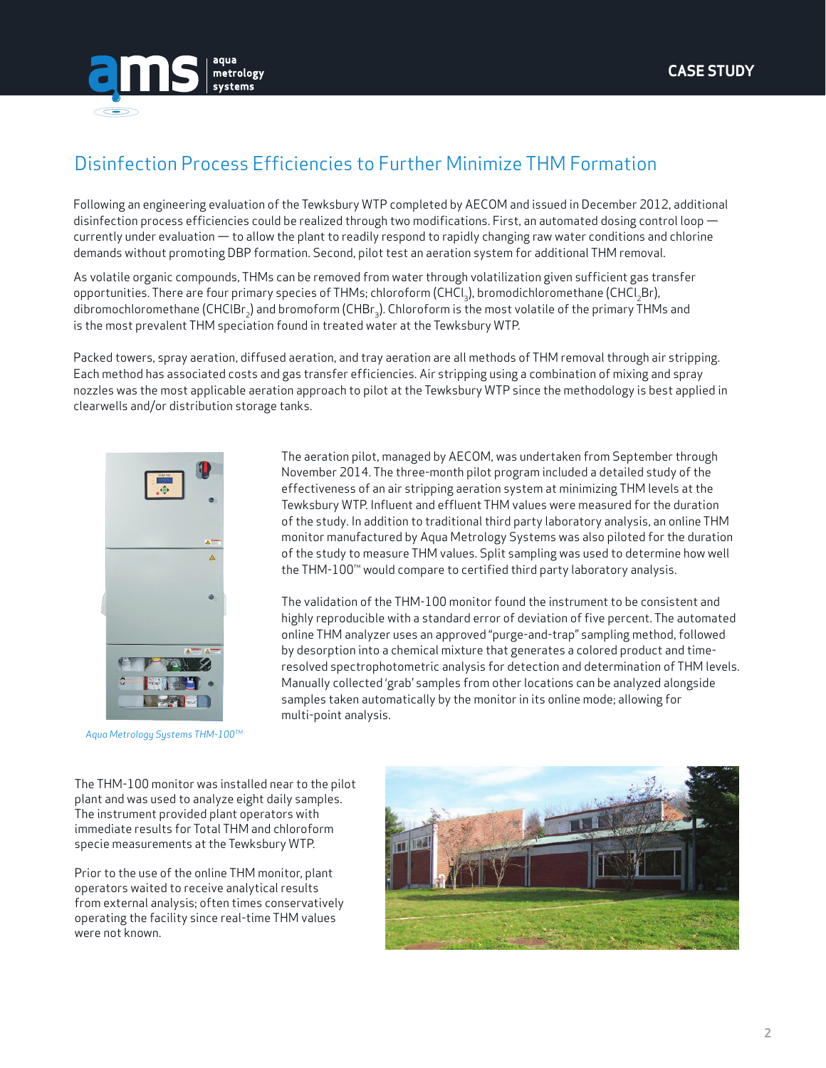# Disinfection Process Efficiencies to Further Minimize THM Formation

Following an engineering evaluation of the Tewksbury WTP completed by AECOM and issued in December 2012, additional disinfection process efficiencies could be realized through two modifications. First, an automated dosing control loop — currently under evaluation — to allow the plant to readily respond to rapidly changing raw water conditions and chlorine demands without promoting DBP formation. Second, pilot test an aeration system for additional THM removal.

As volatile organic compounds, THMs can be removed from water through volatilization given sufficient gas transfer opportunities. There are four primary species of THMs; chloroform ($CHCl_3$), bromodichloromethane ($CHCl_2Br$), dibromochloromethane ($CHClBr_2$) and bromoform ($CHBr_3$). Chloroform is the most volatile of the primary THMs and is the most prevalent THM speciation found in treated water at the Tewksbury WTP.

Packed towers, spray aeration, diffused aeration, and tray aeration are all methods of THM removal through air stripping. Each method has associated costs and gas transfer efficiencies. Air stripping using a combination of mixing and spray nozzles was the most applicable aeration approach to pilot at the Tewksbury WTP since the methodology is best applied in clearwells and/or distribution storage tanks.

*Aqua Metrology Systems THM-100™*

The aeration pilot, managed by AECOM, was undertaken from September through November 2014. The three-month pilot program included a detailed study of the effectiveness of an air stripping aeration system at minimizing THM levels at the Tewksbury WTP. Influent and effluent THM values were measured for the duration of the study. In addition to traditional third party laboratory analysis, an online THM monitor manufactured by Aqua Metrology Systems was also piloted for the duration of the study to measure THM values. Split sampling was used to determine how well the THM-100™ would compare to certified third party laboratory analysis.

The validation of the THM-100 monitor found the instrument to be consistent and highly reproducible with a standard error of deviation of five percent. The automated online THM analyzer uses an approved "purge-and-trap" sampling method, followed by desorption into a chemical mixture that generates a colored product and time-resolved spectrophotometric analysis for detection and determination of THM levels. Manually collected 'grab' samples from other locations can be analyzed alongside samples taken automatically by the monitor in its online mode; allowing for multi-point analysis.

The THM-100 monitor was installed near to the pilot plant and was used to analyze eight daily samples. The instrument provided plant operators with immediate results for Total THM and chloroform specie measurements at the Tewksbury WTP.

Prior to the use of the online THM monitor, plant operators waited to receive analytical results from external analysis; often times conservatively operating the facility since real-time THM values were not known.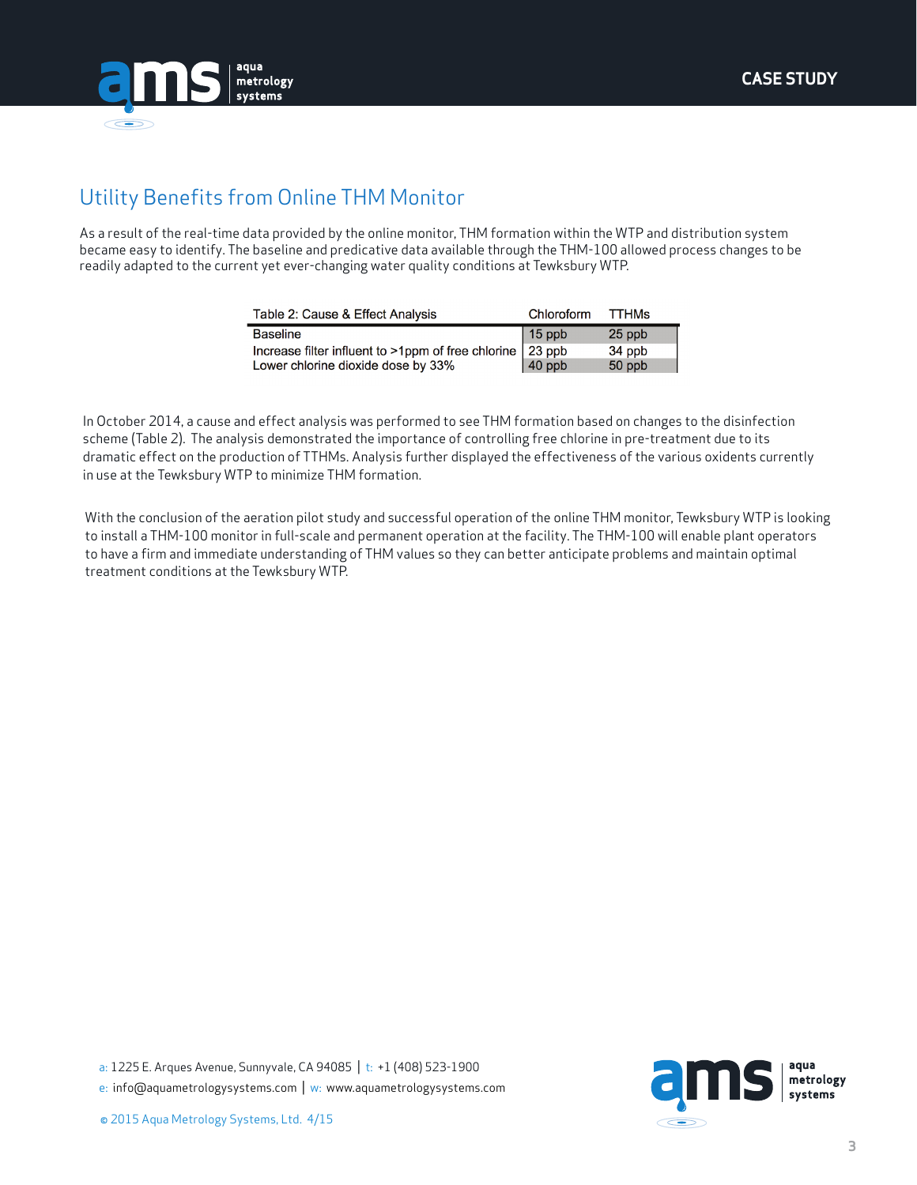## Utility Benefits from Online THM Monitor

As a result of the real-time data provided by the online monitor, THM formation within the WTP and distribution system became easy to identify. The baseline and predicative data available through the THM-100 allowed process changes to be readily adapted to the current yet ever-changing water quality conditions at Tewksbury WTP.

| Table 2: Cause & Effect Analysis | Chloroform | TTHMs |
|---|---|---|
| Baseline | 15 ppb | 25 ppb |
| Increase filter influent to >1ppm of free chlorine | 23 ppb | 34 ppb |
| Lower chlorine dioxide dose by 33% | 40 ppb | 50 ppb |

In October 2014, a cause and effect analysis was performed to see THM formation based on changes to the disinfection scheme (Table 2). The analysis demonstrated the importance of controlling free chlorine in pre-treatment due to its dramatic effect on the production of TTHMs. Analysis further displayed the effectiveness of the various oxidents currently in use at the Tewksbury WTP to minimize THM formation.

With the conclusion of the aeration pilot study and successful operation of the online THM monitor, Tewksbury WTP is looking to install a THM-100 monitor in full-scale and permanent operation at the facility. The THM-100 will enable plant operators to have a firm and immediate understanding of THM values so they can better anticipate problems and maintain optimal treatment conditions at the Tewksbury WTP.

a: 1225 E. Arques Avenue, Sunnyvale, CA 94085 | t: +1 (408) 523-1900
e: info@aquametrologysystems.com | w: www.aquametrologysystems.com

© 2015 Aqua Metrology Systems, Ltd. 4/15